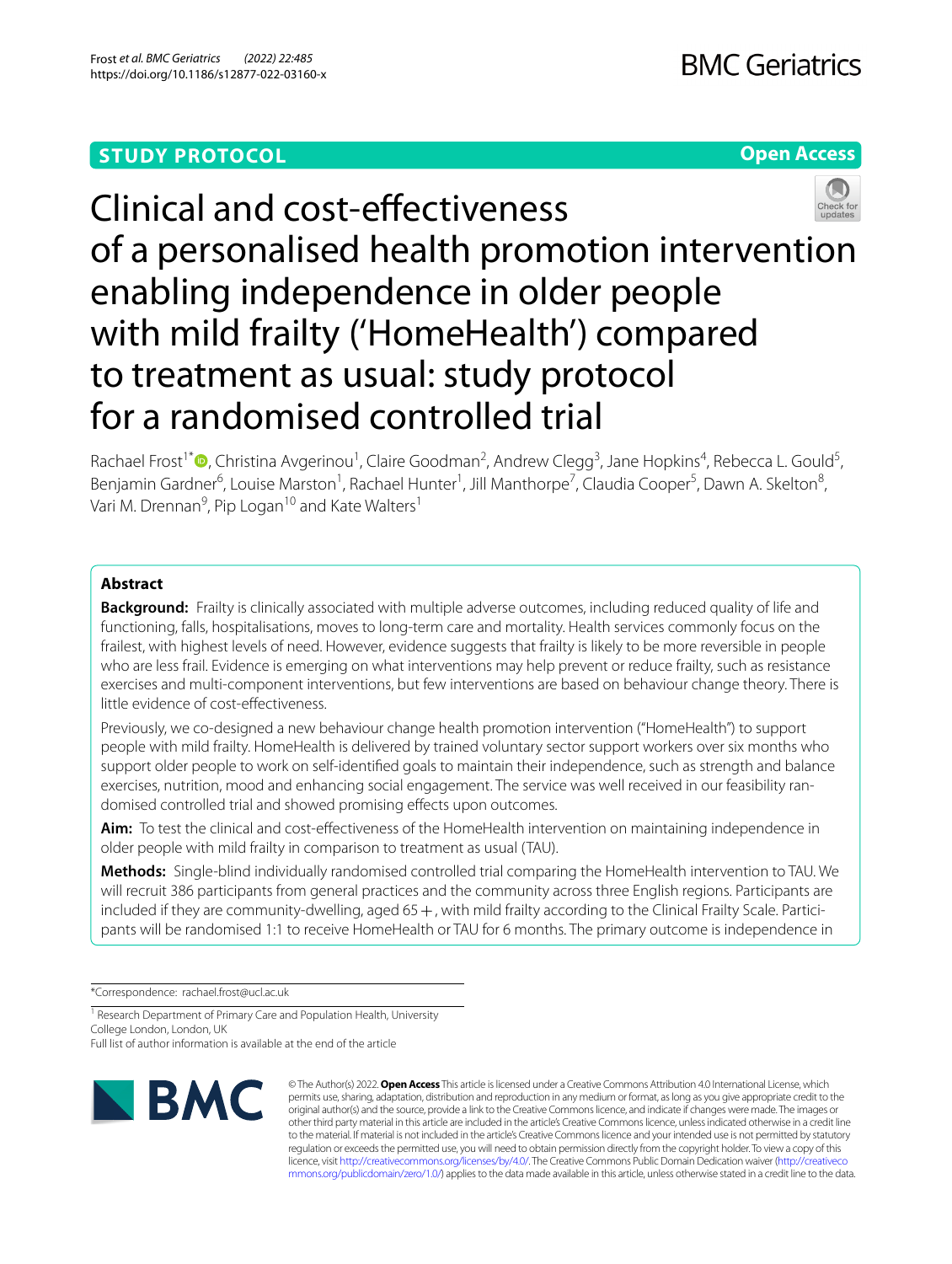STUDY PROTOCOL

Open Access

# Clinical and cost-effectiveness of a personalised health promotion intervention enabling independence in older people with mild frailty ('HomeHealth') compared to treatment as usual: study protocol for a randomised controlled trial

Rachael Frost[1*], Christina Avgerinou[1], Claire Goodman[2], Andrew Clegg[3], Jane Hopkins[4], Rebecca L. Gould[5], Benjamin Gardner[6], Louise Marston[1], Rachael Hunter[1], Jill Manthorpe[7], Claudia Cooper[5], Dawn A. Skelton[8], Vari M. Drennan[9], Pip Logan[10] and Kate Walters[1]

## Abstract

**Background:** Frailty is clinically associated with multiple adverse outcomes, including reduced quality of life and functioning, falls, hospitalisations, moves to long-term care and mortality. Health services commonly focus on the frailest, with highest levels of need. However, evidence suggests that frailty is likely to be more reversible in people who are less frail. Evidence is emerging on what interventions may help prevent or reduce frailty, such as resistance exercises and multi-component interventions, but few interventions are based on behaviour change theory. There is little evidence of cost-effectiveness.

Previously, we co-designed a new behaviour change health promotion intervention ("HomeHealth") to support people with mild frailty. HomeHealth is delivered by trained voluntary sector support workers over six months who support older people to work on self-identified goals to maintain their independence, such as strength and balance exercises, nutrition, mood and enhancing social engagement. The service was well received in our feasibility randomised controlled trial and showed promising effects upon outcomes.

**Aim:** To test the clinical and cost-effectiveness of the HomeHealth intervention on maintaining independence in older people with mild frailty in comparison to treatment as usual (TAU).

**Methods:** Single-blind individually randomised controlled trial comparing the HomeHealth intervention to TAU. We will recruit 386 participants from general practices and the community across three English regions. Participants are included if they are community-dwelling, aged 65+, with mild frailty according to the Clinical Frailty Scale. Participants will be randomised 1:1 to receive HomeHealth or TAU for 6 months. The primary outcome is independence in

*Correspondence: rachael.frost@ucl.ac.uk

[1] Research Department of Primary Care and Population Health, University College London, London, UK

Full list of author information is available at the end of the article

© The Author(s) 2022. **Open Access** This article is licensed under a Creative Commons Attribution 4.0 International License, which permits use, sharing, adaptation, distribution and reproduction in any medium or format, as long as you give appropriate credit to the original author(s) and the source, provide a link to the Creative Commons licence, and indicate if changes were made. The images or other third party material in this article are included in the article's Creative Commons licence, unless indicated otherwise in a credit line to the material. If material is not included in the article's Creative Commons licence and your intended use is not permitted by statutory regulation or exceeds the permitted use, you will need to obtain permission directly from the copyright holder. To view a copy of this licence, visit http://creativecommons.org/licenses/by/4.0/. The Creative Commons Public Domain Dedication waiver (http://creativecommons.org/publicdomain/zero/1.0/) applies to the data made available in this article, unless otherwise stated in a credit line to the data.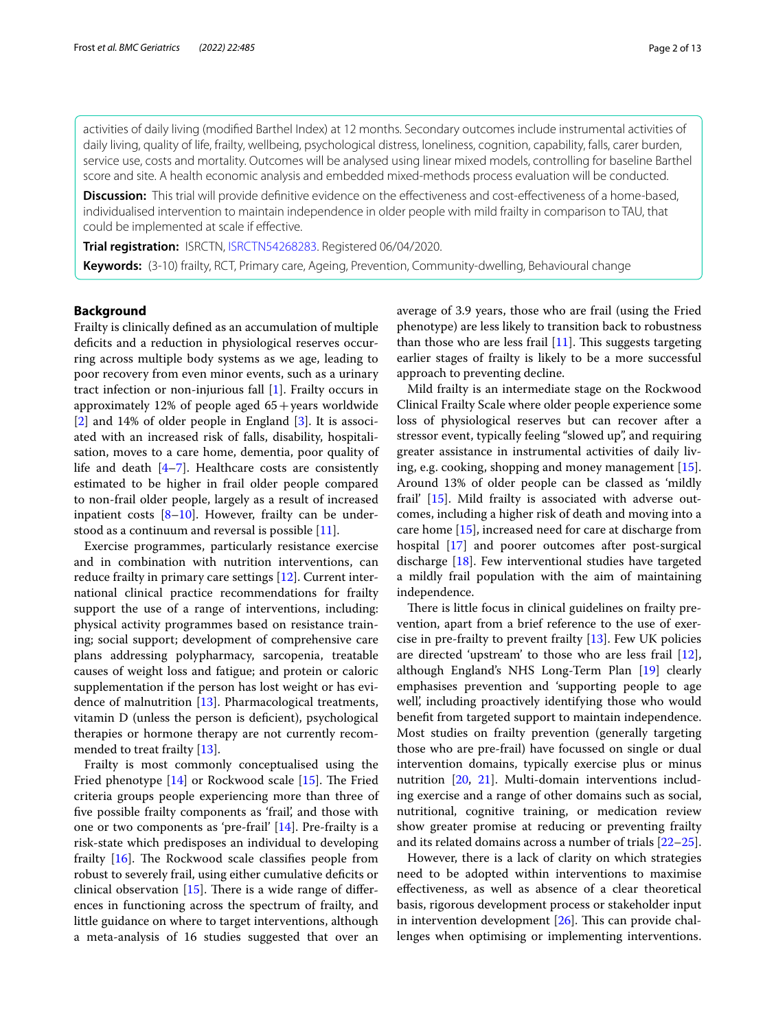activities of daily living (modified Barthel Index) at 12 months. Secondary outcomes include instrumental activities of daily living, quality of life, frailty, wellbeing, psychological distress, loneliness, cognition, capability, falls, carer burden, service use, costs and mortality. Outcomes will be analysed using linear mixed models, controlling for baseline Barthel score and site. A health economic analysis and embedded mixed-methods process evaluation will be conducted.

**Discussion:** This trial will provide definitive evidence on the effectiveness and cost-effectiveness of a home-based, individualised intervention to maintain independence in older people with mild frailty in comparison to TAU, that could be implemented at scale if effective.

**Trial registration:** ISRCTN, ISRCTN54268283. Registered 06/04/2020.

**Keywords:** (3-10) frailty, RCT, Primary care, Ageing, Prevention, Community-dwelling, Behavioural change

## Background

Frailty is clinically defined as an accumulation of multiple deficits and a reduction in physiological reserves occurring across multiple body systems as we age, leading to poor recovery from even minor events, such as a urinary tract infection or non-injurious fall [1]. Frailty occurs in approximately 12% of people aged 65+years worldwide [2] and 14% of older people in England [3]. It is associated with an increased risk of falls, disability, hospitalisation, moves to a care home, dementia, poor quality of life and death [4–7]. Healthcare costs are consistently estimated to be higher in frail older people compared to non-frail older people, largely as a result of increased inpatient costs [8–10]. However, frailty can be understood as a continuum and reversal is possible [11].

Exercise programmes, particularly resistance exercise and in combination with nutrition interventions, can reduce frailty in primary care settings [12]. Current international clinical practice recommendations for frailty support the use of a range of interventions, including: physical activity programmes based on resistance training; social support; development of comprehensive care plans addressing polypharmacy, sarcopenia, treatable causes of weight loss and fatigue; and protein or caloric supplementation if the person has lost weight or has evidence of malnutrition [13]. Pharmacological treatments, vitamin D (unless the person is deficient), psychological therapies or hormone therapy are not currently recommended to treat frailty [13].

Frailty is most commonly conceptualised using the Fried phenotype [14] or Rockwood scale [15]. The Fried criteria groups people experiencing more than three of five possible frailty components as 'frail', and those with one or two components as 'pre-frail' [14]. Pre-frailty is a risk-state which predisposes an individual to developing frailty [16]. The Rockwood scale classifies people from robust to severely frail, using either cumulative deficits or clinical observation [15]. There is a wide range of differences in functioning across the spectrum of frailty, and little guidance on where to target interventions, although a meta-analysis of 16 studies suggested that over an average of 3.9 years, those who are frail (using the Fried phenotype) are less likely to transition back to robustness than those who are less frail [11]. This suggests targeting earlier stages of frailty is likely to be a more successful approach to preventing decline.

Mild frailty is an intermediate stage on the Rockwood Clinical Frailty Scale where older people experience some loss of physiological reserves but can recover after a stressor event, typically feeling "slowed up", and requiring greater assistance in instrumental activities of daily living, e.g. cooking, shopping and money management [15]. Around 13% of older people can be classed as 'mildly frail' [15]. Mild frailty is associated with adverse outcomes, including a higher risk of death and moving into a care home [15], increased need for care at discharge from hospital [17] and poorer outcomes after post-surgical discharge [18]. Few interventional studies have targeted a mildly frail population with the aim of maintaining independence.

There is little focus in clinical guidelines on frailty prevention, apart from a brief reference to the use of exercise in pre-frailty to prevent frailty [13]. Few UK policies are directed 'upstream' to those who are less frail [12], although England's NHS Long-Term Plan [19] clearly emphasises prevention and 'supporting people to age well', including proactively identifying those who would benefit from targeted support to maintain independence. Most studies on frailty prevention (generally targeting those who are pre-frail) have focussed on single or dual intervention domains, typically exercise plus or minus nutrition [20, 21]. Multi-domain interventions including exercise and a range of other domains such as social, nutritional, cognitive training, or medication review show greater promise at reducing or preventing frailty and its related domains across a number of trials [22–25].

However, there is a lack of clarity on which strategies need to be adopted within interventions to maximise effectiveness, as well as absence of a clear theoretical basis, rigorous development process or stakeholder input in intervention development [26]. This can provide challenges when optimising or implementing interventions.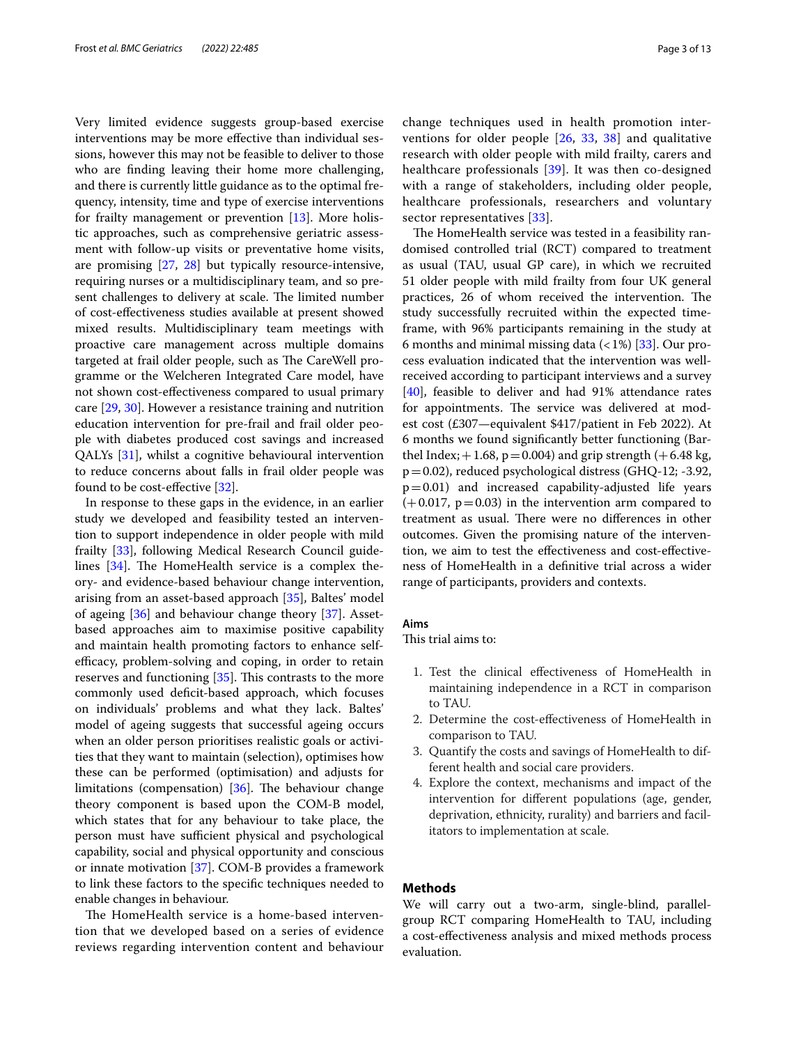Very limited evidence suggests group-based exercise interventions may be more effective than individual sessions, however this may not be feasible to deliver to those who are finding leaving their home more challenging, and there is currently little guidance as to the optimal frequency, intensity, time and type of exercise interventions for frailty management or prevention [13]. More holistic approaches, such as comprehensive geriatric assessment with follow-up visits or preventative home visits, are promising [27, 28] but typically resource-intensive, requiring nurses or a multidisciplinary team, and so present challenges to delivery at scale. The limited number of cost-effectiveness studies available at present showed mixed results. Multidisciplinary team meetings with proactive care management across multiple domains targeted at frail older people, such as The CareWell programme or the Welcheren Integrated Care model, have not shown cost-effectiveness compared to usual primary care [29, 30]. However a resistance training and nutrition education intervention for pre-frail and frail older people with diabetes produced cost savings and increased QALYs [31], whilst a cognitive behavioural intervention to reduce concerns about falls in frail older people was found to be cost-effective [32].

In response to these gaps in the evidence, in an earlier study we developed and feasibility tested an intervention to support independence in older people with mild frailty [33], following Medical Research Council guidelines [34]. The HomeHealth service is a complex theory- and evidence-based behaviour change intervention, arising from an asset-based approach [35], Baltes' model of ageing [36] and behaviour change theory [37]. Asset-based approaches aim to maximise positive capability and maintain health promoting factors to enhance self-efficacy, problem-solving and coping, in order to retain reserves and functioning [35]. This contrasts to the more commonly used deficit-based approach, which focuses on individuals' problems and what they lack. Baltes' model of ageing suggests that successful ageing occurs when an older person prioritises realistic goals or activities that they want to maintain (selection), optimises how these can be performed (optimisation) and adjusts for limitations (compensation) [36]. The behaviour change theory component is based upon the COM-B model, which states that for any behaviour to take place, the person must have sufficient physical and psychological capability, social and physical opportunity and conscious or innate motivation [37]. COM-B provides a framework to link these factors to the specific techniques needed to enable changes in behaviour.

The HomeHealth service is a home-based intervention that we developed based on a series of evidence reviews regarding intervention content and behaviour change techniques used in health promotion interventions for older people [26, 33, 38] and qualitative research with older people with mild frailty, carers and healthcare professionals [39]. It was then co-designed with a range of stakeholders, including older people, healthcare professionals, researchers and voluntary sector representatives [33].

The HomeHealth service was tested in a feasibility randomised controlled trial (RCT) compared to treatment as usual (TAU, usual GP care), in which we recruited 51 older people with mild frailty from four UK general practices, 26 of whom received the intervention. The study successfully recruited within the expected timeframe, with 96% participants remaining in the study at 6 months and minimal missing data (<1%) [33]. Our process evaluation indicated that the intervention was well-received according to participant interviews and a survey [40], feasible to deliver and had 91% attendance rates for appointments. The service was delivered at modest cost (£307—equivalent $417/patient in Feb 2022). At 6 months we found significantly better functioning (Barthel Index; +1.68, $p=0.004$) and grip strength (+6.48 kg, $p=0.02$), reduced psychological distress (GHQ-12; -3.92, $p=0.01$) and increased capability-adjusted life years (+0.017, $p=0.03$) in the intervention arm compared to treatment as usual. There were no differences in other outcomes. Given the promising nature of the intervention, we aim to test the effectiveness and cost-effectiveness of HomeHealth in a definitive trial across a wider range of participants, providers and contexts.

### Aims

This trial aims to:

1. Test the clinical effectiveness of HomeHealth in maintaining independence in a RCT in comparison to TAU.
2. Determine the cost-effectiveness of HomeHealth in comparison to TAU.
3. Quantify the costs and savings of HomeHealth to different health and social care providers.
4. Explore the context, mechanisms and impact of the intervention for different populations (age, gender, deprivation, ethnicity, rurality) and barriers and facilitators to implementation at scale.

## Methods

We will carry out a two-arm, single-blind, parallel-group RCT comparing HomeHealth to TAU, including a cost-effectiveness analysis and mixed methods process evaluation.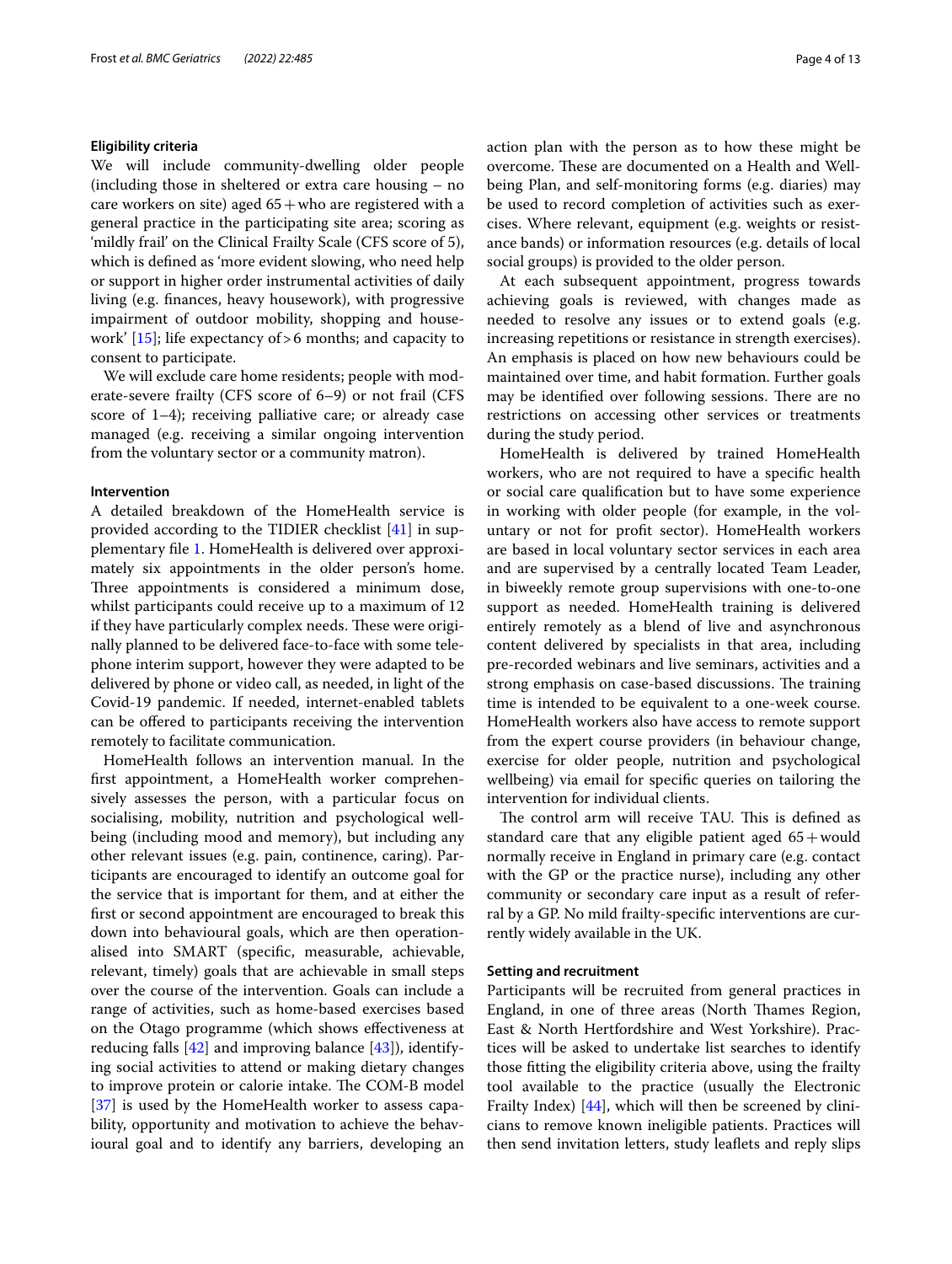### Eligibility criteria

We will include community-dwelling older people (including those in sheltered or extra care housing – no care workers on site) aged 65+ who are registered with a general practice in the participating site area; scoring as 'mildly frail' on the Clinical Frailty Scale (CFS score of 5), which is defined as 'more evident slowing, who need help or support in higher order instrumental activities of daily living (e.g. finances, heavy housework), with progressive impairment of outdoor mobility, shopping and housework' [15]; life expectancy of >6 months; and capacity to consent to participate.

We will exclude care home residents; people with moderate-severe frailty (CFS score of 6–9) or not frail (CFS score of 1–4); receiving palliative care; or already case managed (e.g. receiving a similar ongoing intervention from the voluntary sector or a community matron).

### Intervention

A detailed breakdown of the HomeHealth service is provided according to the TIDIER checklist [41] in supplementary file 1. HomeHealth is delivered over approximately six appointments in the older person's home. Three appointments is considered a minimum dose, whilst participants could receive up to a maximum of 12 if they have particularly complex needs. These were originally planned to be delivered face-to-face with some telephone interim support, however they were adapted to be delivered by phone or video call, as needed, in light of the Covid-19 pandemic. If needed, internet-enabled tablets can be offered to participants receiving the intervention remotely to facilitate communication.

HomeHealth follows an intervention manual. In the first appointment, a HomeHealth worker comprehensively assesses the person, with a particular focus on socialising, mobility, nutrition and psychological wellbeing (including mood and memory), but including any other relevant issues (e.g. pain, continence, caring). Participants are encouraged to identify an outcome goal for the service that is important for them, and at either the first or second appointment are encouraged to break this down into behavioural goals, which are then operationalised into SMART (specific, measurable, achievable, relevant, timely) goals that are achievable in small steps over the course of the intervention. Goals can include a range of activities, such as home-based exercises based on the Otago programme (which shows effectiveness at reducing falls [42] and improving balance [43]), identifying social activities to attend or making dietary changes to improve protein or calorie intake. The COM-B model [37] is used by the HomeHealth worker to assess capability, opportunity and motivation to achieve the behavioural goal and to identify any barriers, developing an action plan with the person as to how these might be overcome. These are documented on a Health and Wellbeing Plan, and self-monitoring forms (e.g. diaries) may be used to record completion of activities such as exercises. Where relevant, equipment (e.g. weights or resistance bands) or information resources (e.g. details of local social groups) is provided to the older person.

At each subsequent appointment, progress towards achieving goals is reviewed, with changes made as needed to resolve any issues or to extend goals (e.g. increasing repetitions or resistance in strength exercises). An emphasis is placed on how new behaviours could be maintained over time, and habit formation. Further goals may be identified over following sessions. There are no restrictions on accessing other services or treatments during the study period.

HomeHealth is delivered by trained HomeHealth workers, who are not required to have a specific health or social care qualification but to have some experience in working with older people (for example, in the voluntary or not for profit sector). HomeHealth workers are based in local voluntary sector services in each area and are supervised by a centrally located Team Leader, in biweekly remote group supervisions with one-to-one support as needed. HomeHealth training is delivered entirely remotely as a blend of live and asynchronous content delivered by specialists in that area, including pre-recorded webinars and live seminars, activities and a strong emphasis on case-based discussions. The training time is intended to be equivalent to a one-week course. HomeHealth workers also have access to remote support from the expert course providers (in behaviour change, exercise for older people, nutrition and psychological wellbeing) via email for specific queries on tailoring the intervention for individual clients.

The control arm will receive TAU. This is defined as standard care that any eligible patient aged 65+ would normally receive in England in primary care (e.g. contact with the GP or the practice nurse), including any other community or secondary care input as a result of referral by a GP. No mild frailty-specific interventions are currently widely available in the UK.

### Setting and recruitment

Participants will be recruited from general practices in England, in one of three areas (North Thames Region, East & North Hertfordshire and West Yorkshire). Practices will be asked to undertake list searches to identify those fitting the eligibility criteria above, using the frailty tool available to the practice (usually the Electronic Frailty Index) [44], which will then be screened by clinicians to remove known ineligible patients. Practices will then send invitation letters, study leaflets and reply slips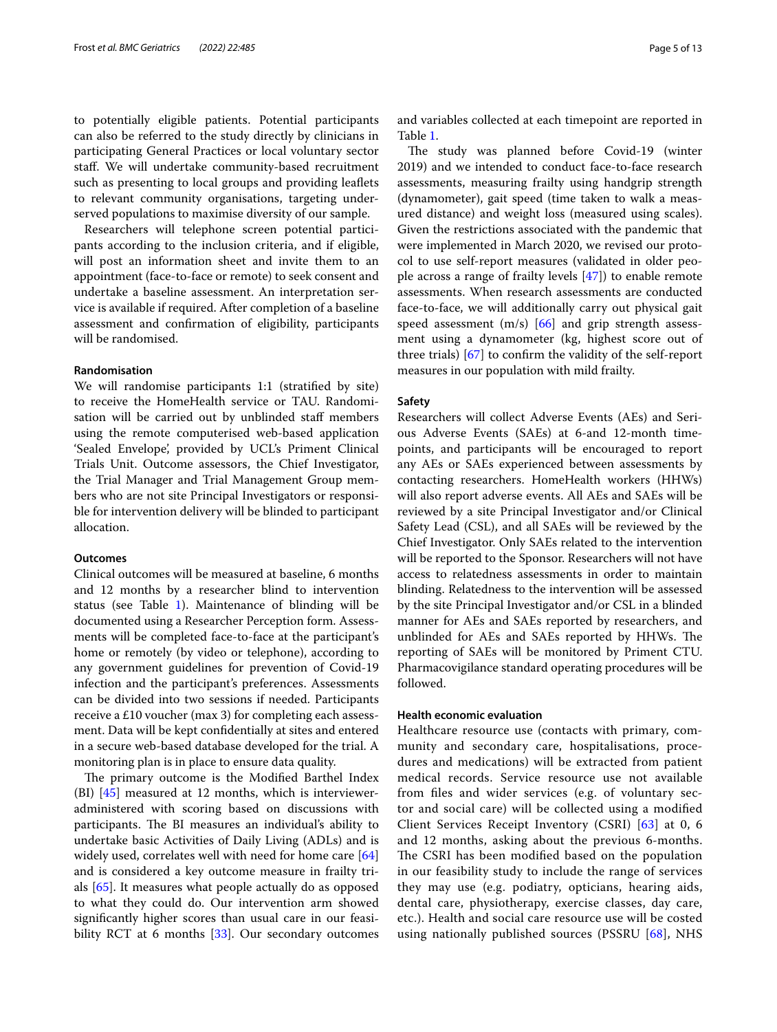to potentially eligible patients. Potential participants can also be referred to the study directly by clinicians in participating General Practices or local voluntary sector staff. We will undertake community-based recruitment such as presenting to local groups and providing leaflets to relevant community organisations, targeting under-served populations to maximise diversity of our sample.

Researchers will telephone screen potential participants according to the inclusion criteria, and if eligible, will post an information sheet and invite them to an appointment (face-to-face or remote) to seek consent and undertake a baseline assessment. An interpretation service is available if required. After completion of a baseline assessment and confirmation of eligibility, participants will be randomised.

### Randomisation

We will randomise participants 1:1 (stratified by site) to receive the HomeHealth service or TAU. Randomisation will be carried out by unblinded staff members using the remote computerised web-based application 'Sealed Envelope', provided by UCL's Priment Clinical Trials Unit. Outcome assessors, the Chief Investigator, the Trial Manager and Trial Management Group members who are not site Principal Investigators or responsible for intervention delivery will be blinded to participant allocation.

### Outcomes

Clinical outcomes will be measured at baseline, 6 months and 12 months by a researcher blind to intervention status (see Table 1). Maintenance of blinding will be documented using a Researcher Perception form. Assessments will be completed face-to-face at the participant's home or remotely (by video or telephone), according to any government guidelines for prevention of Covid-19 infection and the participant's preferences. Assessments can be divided into two sessions if needed. Participants receive a £10 voucher (max 3) for completing each assessment. Data will be kept confidentially at sites and entered in a secure web-based database developed for the trial. A monitoring plan is in place to ensure data quality.

The primary outcome is the Modified Barthel Index (BI) [45] measured at 12 months, which is interviewer-administered with scoring based on discussions with participants. The BI measures an individual's ability to undertake basic Activities of Daily Living (ADLs) and is widely used, correlates well with need for home care [64] and is considered a key outcome measure in frailty trials [65]. It measures what people actually do as opposed to what they could do. Our intervention arm showed significantly higher scores than usual care in our feasibility RCT at 6 months [33]. Our secondary outcomes and variables collected at each timepoint are reported in Table 1.

The study was planned before Covid-19 (winter 2019) and we intended to conduct face-to-face research assessments, measuring frailty using handgrip strength (dynamometer), gait speed (time taken to walk a measured distance) and weight loss (measured using scales). Given the restrictions associated with the pandemic that were implemented in March 2020, we revised our protocol to use self-report measures (validated in older people across a range of frailty levels [47]) to enable remote assessments. When research assessments are conducted face-to-face, we will additionally carry out physical gait speed assessment (m/s) [66] and grip strength assessment using a dynamometer (kg, highest score out of three trials) [67] to confirm the validity of the self-report measures in our population with mild frailty.

### Safety

Researchers will collect Adverse Events (AEs) and Serious Adverse Events (SAEs) at 6-and 12-month timepoints, and participants will be encouraged to report any AEs or SAEs experienced between assessments by contacting researchers. HomeHealth workers (HHWs) will also report adverse events. All AEs and SAEs will be reviewed by a site Principal Investigator and/or Clinical Safety Lead (CSL), and all SAEs will be reviewed by the Chief Investigator. Only SAEs related to the intervention will be reported to the Sponsor. Researchers will not have access to relatedness assessments in order to maintain blinding. Relatedness to the intervention will be assessed by the site Principal Investigator and/or CSL in a blinded manner for AEs and SAEs reported by researchers, and unblinded for AEs and SAEs reported by HHWs. The reporting of SAEs will be monitored by Priment CTU. Pharmacovigilance standard operating procedures will be followed.

### Health economic evaluation

Healthcare resource use (contacts with primary, community and secondary care, hospitalisations, procedures and medications) will be extracted from patient medical records. Service resource use not available from files and wider services (e.g. of voluntary sector and social care) will be collected using a modified Client Services Receipt Inventory (CSRI) [63] at 0, 6 and 12 months, asking about the previous 6-months. The CSRI has been modified based on the population in our feasibility study to include the range of services they may use (e.g. podiatry, opticians, hearing aids, dental care, physiotherapy, exercise classes, day care, etc.). Health and social care resource use will be costed using nationally published sources (PSSRU [68], NHS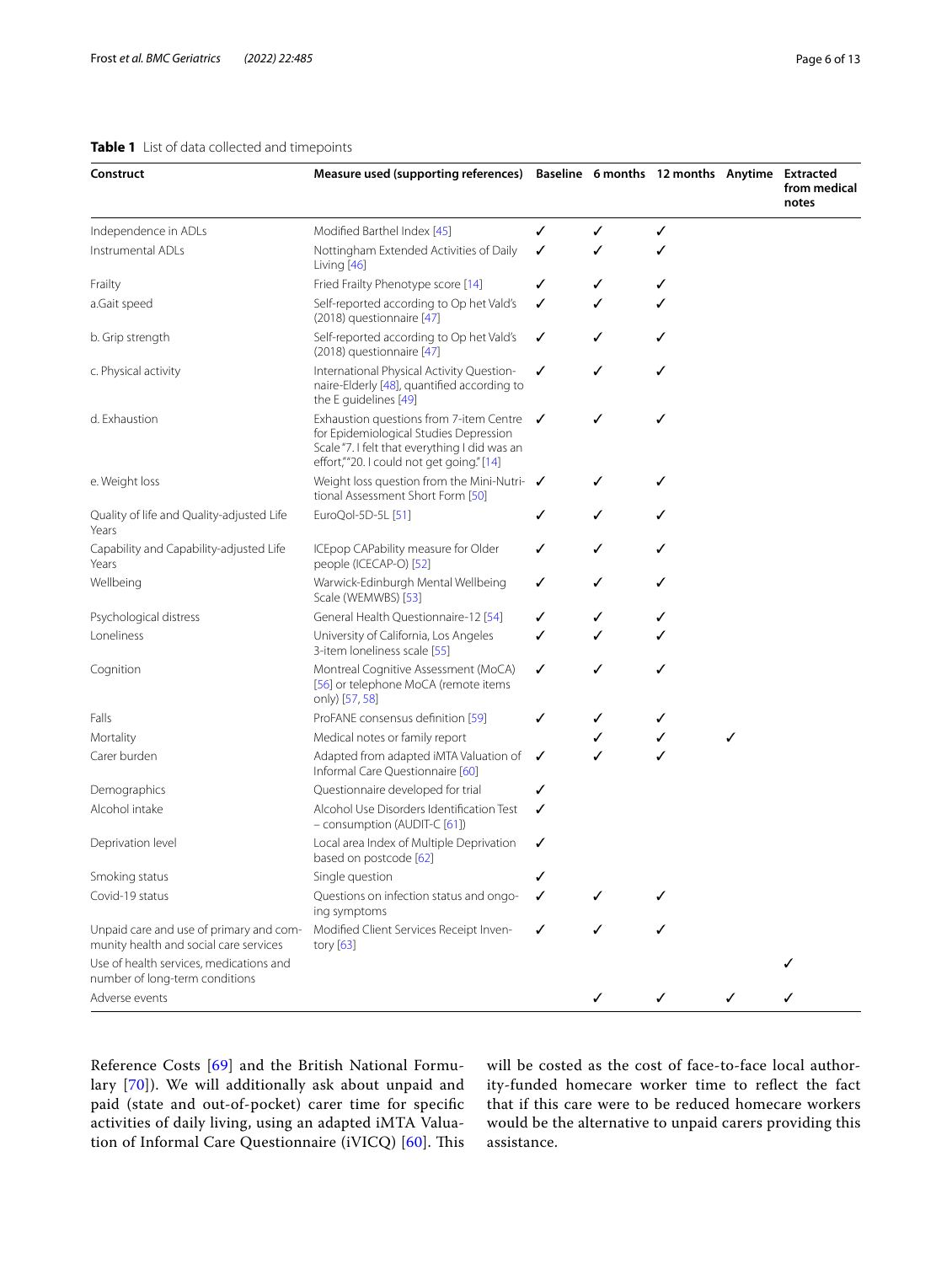**Table 1** List of data collected and timepoints

| Construct | Measure used (supporting references) | Baseline | 6 months | 12 months | Anytime | Extracted from medical notes |
|---|---|---|---|---|---|---|
| Independence in ADLs | Modified Barthel Index [45] | ✓ | ✓ | ✓ | | |
| Instrumental ADLs | Nottingham Extended Activities of Daily Living [46] | ✓ | ✓ | ✓ | | |
| Frailty | Fried Frailty Phenotype score [14] | ✓ | ✓ | ✓ | | |
| a.Gait speed | Self-reported according to Op het Vald's (2018) questionnaire [47] | ✓ | ✓ | ✓ | | |
| b. Grip strength | Self-reported according to Op het Vald's (2018) questionnaire [47] | ✓ | ✓ | ✓ | | |
| c. Physical activity | International Physical Activity Questionnaire-Elderly [48], quantified according to the E guidelines [49] | ✓ | ✓ | ✓ | | |
| d. Exhaustion | Exhaustion questions from 7-item Centre for Epidemiological Studies Depression Scale "7. I felt that everything I did was an effort," "20. I could not get going." [14] | ✓ | ✓ | ✓ | | |
| e. Weight loss | Weight loss question from the Mini-Nutritional Assessment Short Form [50] | ✓ | ✓ | ✓ | | |
| Quality of life and Quality-adjusted Life Years | EuroQol-5D-5L [51] | ✓ | ✓ | ✓ | | |
| Capability and Capability-adjusted Life Years | ICEpop CAPability measure for Older people (ICECAP-O) [52] | ✓ | ✓ | ✓ | | |
| Wellbeing | Warwick-Edinburgh Mental Wellbeing Scale (WEMWBS) [53] | ✓ | ✓ | ✓ | | |
| Psychological distress | General Health Questionnaire-12 [54] | ✓ | ✓ | ✓ | | |
| Loneliness | University of California, Los Angeles 3-item loneliness scale [55] | ✓ | ✓ | ✓ | | |
| Cognition | Montreal Cognitive Assessment (MoCA) [56] or telephone MoCA (remote items only) [57, 58] | ✓ | ✓ | ✓ | | |
| Falls | ProFANE consensus definition [59] | ✓ | ✓ | ✓ | | |
| Mortality | Medical notes or family report | | ✓ | ✓ | ✓ | |
| Carer burden | Adapted from adapted iMTA Valuation of Informal Care Questionnaire [60] | ✓ | ✓ | ✓ | | |
| Demographics | Questionnaire developed for trial | ✓ | | | | |
| Alcohol intake | Alcohol Use Disorders Identification Test – consumption (AUDIT-C [61]) | ✓ | | | | |
| Deprivation level | Local area Index of Multiple Deprivation based on postcode [62] | ✓ | | | | |
| Smoking status | Single question | ✓ | | | | |
| Covid-19 status | Questions on infection status and ongoing symptoms | ✓ | ✓ | ✓ | | |
| Unpaid care and use of primary and community health and social care services | Modified Client Services Receipt Inventory [63] | ✓ | ✓ | ✓ | | |
| Use of health services, medications and number of long-term conditions | | | | | | ✓ |
| Adverse events | | | ✓ | ✓ | ✓ | ✓ |

Reference Costs [69] and the British National Formulary [70]). We will additionally ask about unpaid and paid (state and out-of-pocket) carer time for specific activities of daily living, using an adapted iMTA Valuation of Informal Care Questionnaire (iVICQ) [60]. This will be costed as the cost of face-to-face local authority-funded homecare worker time to reflect the fact that if this care were to be reduced homecare workers would be the alternative to unpaid carers providing this assistance.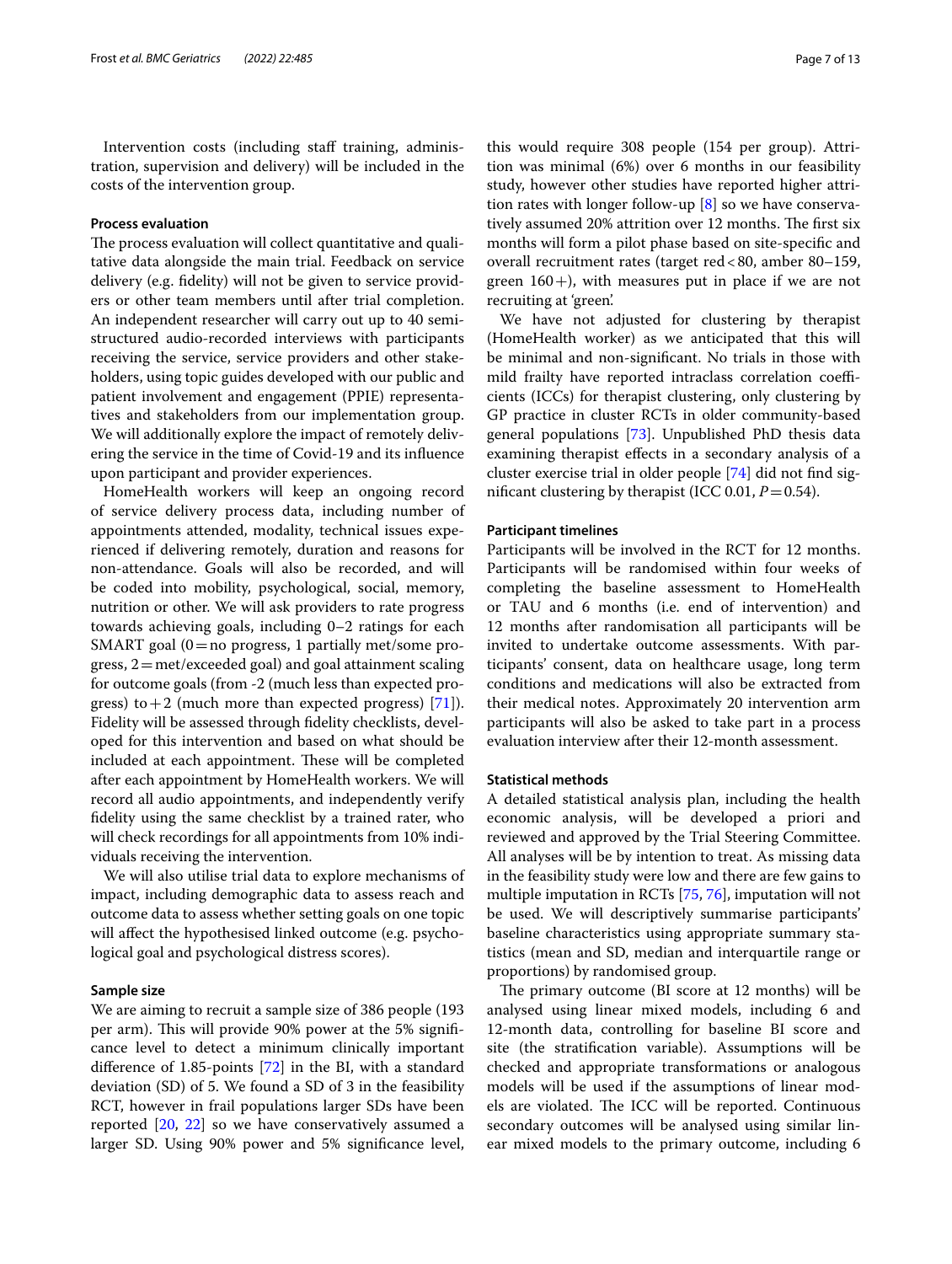Intervention costs (including staff training, administration, supervision and delivery) will be included in the costs of the intervention group.

#### Process evaluation

The process evaluation will collect quantitative and qualitative data alongside the main trial. Feedback on service delivery (e.g. fidelity) will not be given to service providers or other team members until after trial completion. An independent researcher will carry out up to 40 semi-structured audio-recorded interviews with participants receiving the service, service providers and other stakeholders, using topic guides developed with our public and patient involvement and engagement (PPIE) representatives and stakeholders from our implementation group. We will additionally explore the impact of remotely delivering the service in the time of Covid-19 and its influence upon participant and provider experiences.

HomeHealth workers will keep an ongoing record of service delivery process data, including number of appointments attended, modality, technical issues experienced if delivering remotely, duration and reasons for non-attendance. Goals will also be recorded, and will be coded into mobility, psychological, social, memory, nutrition or other. We will ask providers to rate progress towards achieving goals, including 0–2 ratings for each SMART goal (0 = no progress, 1 partially met/some progress, 2 = met/exceeded goal) and goal attainment scaling for outcome goals (from -2 (much less than expected progress) to + 2 (much more than expected progress) [71]). Fidelity will be assessed through fidelity checklists, developed for this intervention and based on what should be included at each appointment. These will be completed after each appointment by HomeHealth workers. We will record all audio appointments, and independently verify fidelity using the same checklist by a trained rater, who will check recordings for all appointments from 10% individuals receiving the intervention.

We will also utilise trial data to explore mechanisms of impact, including demographic data to assess reach and outcome data to assess whether setting goals on one topic will affect the hypothesised linked outcome (e.g. psychological goal and psychological distress scores).

#### Sample size

We are aiming to recruit a sample size of 386 people (193 per arm). This will provide 90% power at the 5% significance level to detect a minimum clinically important difference of 1.85-points [72] in the BI, with a standard deviation (SD) of 5. We found a SD of 3 in the feasibility RCT, however in frail populations larger SDs have been reported [20, 22] so we have conservatively assumed a larger SD. Using 90% power and 5% significance level, this would require 308 people (154 per group). Attrition was minimal (6%) over 6 months in our feasibility study, however other studies have reported higher attrition rates with longer follow-up [8] so we have conservatively assumed 20% attrition over 12 months. The first six months will form a pilot phase based on site-specific and overall recruitment rates (target red < 80, amber 80–159, green 160 +), with measures put in place if we are not recruiting at 'green'.

We have not adjusted for clustering by therapist (HomeHealth worker) as we anticipated that this will be minimal and non-significant. No trials in those with mild frailty have reported intraclass correlation coefficients (ICCs) for therapist clustering, only clustering by GP practice in cluster RCTs in older community-based general populations [73]. Unpublished PhD thesis data examining therapist effects in a secondary analysis of a cluster exercise trial in older people [74] did not find significant clustering by therapist (ICC 0.01, $P = 0.54$).

#### Participant timelines

Participants will be involved in the RCT for 12 months. Participants will be randomised within four weeks of completing the baseline assessment to HomeHealth or TAU and 6 months (i.e. end of intervention) and 12 months after randomisation all participants will be invited to undertake outcome assessments. With participants' consent, data on healthcare usage, long term conditions and medications will also be extracted from their medical notes. Approximately 20 intervention arm participants will also be asked to take part in a process evaluation interview after their 12-month assessment.

#### Statistical methods

A detailed statistical analysis plan, including the health economic analysis, will be developed a priori and reviewed and approved by the Trial Steering Committee. All analyses will be by intention to treat. As missing data in the feasibility study were low and there are few gains to multiple imputation in RCTs [75, 76], imputation will not be used. We will descriptively summarise participants' baseline characteristics using appropriate summary statistics (mean and SD, median and interquartile range or proportions) by randomised group.

The primary outcome (BI score at 12 months) will be analysed using linear mixed models, including 6 and 12-month data, controlling for baseline BI score and site (the stratification variable). Assumptions will be checked and appropriate transformations or analogous models will be used if the assumptions of linear models are violated. The ICC will be reported. Continuous secondary outcomes will be analysed using similar linear mixed models to the primary outcome, including 6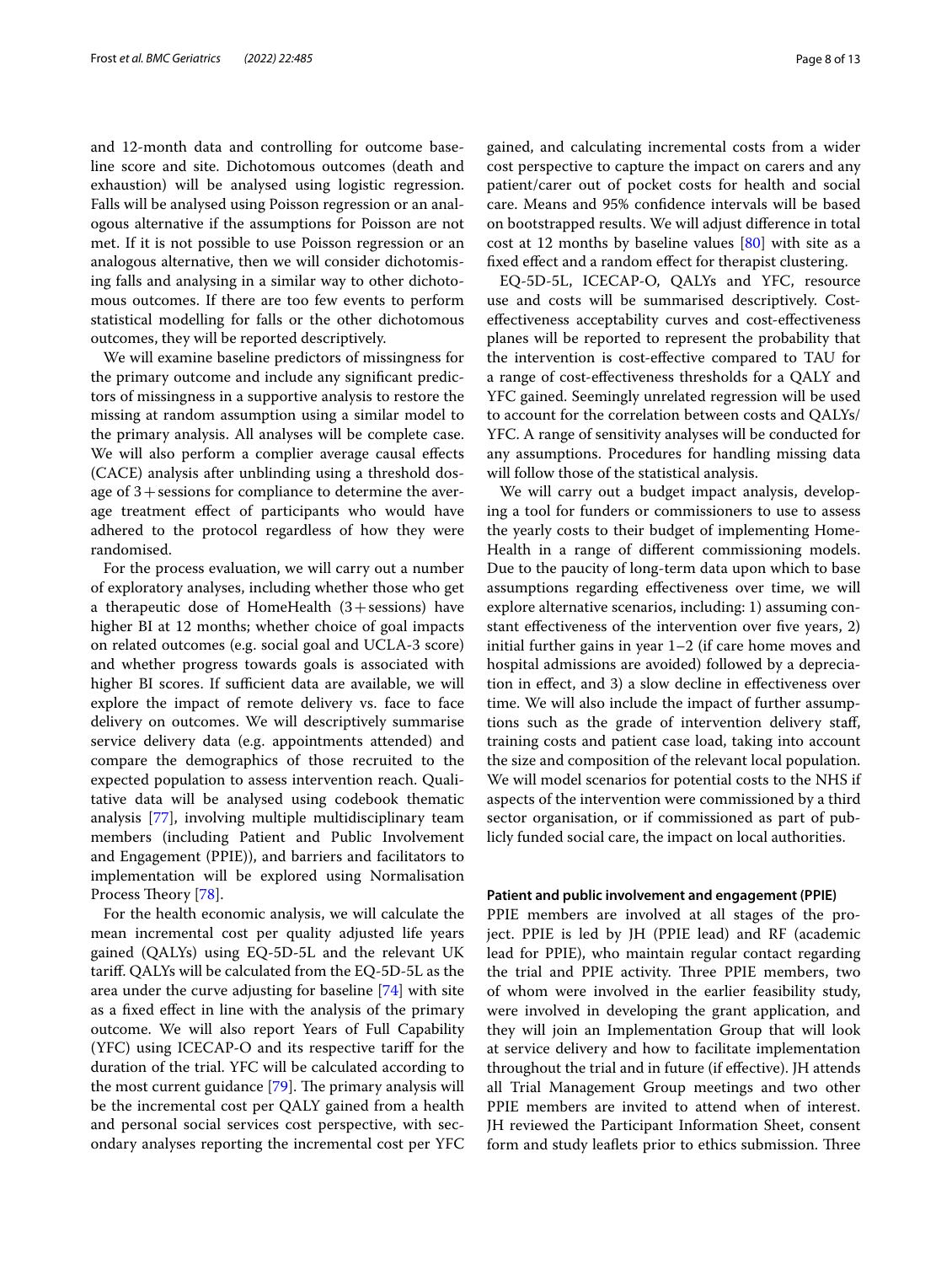and 12-month data and controlling for outcome baseline score and site. Dichotomous outcomes (death and exhaustion) will be analysed using logistic regression. Falls will be analysed using Poisson regression or an analogous alternative if the assumptions for Poisson are not met. If it is not possible to use Poisson regression or an analogous alternative, then we will consider dichotomising falls and analysing in a similar way to other dichotomous outcomes. If there are too few events to perform statistical modelling for falls or the other dichotomous outcomes, they will be reported descriptively.

We will examine baseline predictors of missingness for the primary outcome and include any significant predictors of missingness in a supportive analysis to restore the missing at random assumption using a similar model to the primary analysis. All analyses will be complete case. We will also perform a complier average causal effects (CACE) analysis after unblinding using a threshold dosage of 3 + sessions for compliance to determine the average treatment effect of participants who would have adhered to the protocol regardless of how they were randomised.

For the process evaluation, we will carry out a number of exploratory analyses, including whether those who get a therapeutic dose of HomeHealth (3 + sessions) have higher BI at 12 months; whether choice of goal impacts on related outcomes (e.g. social goal and UCLA-3 score) and whether progress towards goals is associated with higher BI scores. If sufficient data are available, we will explore the impact of remote delivery vs. face to face delivery on outcomes. We will descriptively summarise service delivery data (e.g. appointments attended) and compare the demographics of those recruited to the expected population to assess intervention reach. Qualitative data will be analysed using codebook thematic analysis [77], involving multiple multidisciplinary team members (including Patient and Public Involvement and Engagement (PPIE)), and barriers and facilitators to implementation will be explored using Normalisation Process Theory [78].

For the health economic analysis, we will calculate the mean incremental cost per quality adjusted life years gained (QALYs) using EQ-5D-5L and the relevant UK tariff. QALYs will be calculated from the EQ-5D-5L as the area under the curve adjusting for baseline [74] with site as a fixed effect in line with the analysis of the primary outcome. We will also report Years of Full Capability (YFC) using ICECAP-O and its respective tariff for the duration of the trial. YFC will be calculated according to the most current guidance [79]. The primary analysis will be the incremental cost per QALY gained from a health and personal social services cost perspective, with secondary analyses reporting the incremental cost per YFC gained, and calculating incremental costs from a wider cost perspective to capture the impact on carers and any patient/carer out of pocket costs for health and social care. Means and 95% confidence intervals will be based on bootstrapped results. We will adjust difference in total cost at 12 months by baseline values [80] with site as a fixed effect and a random effect for therapist clustering.

EQ-5D-5L, ICECAP-O, QALYs and YFC, resource use and costs will be summarised descriptively. Cost-effectiveness acceptability curves and cost-effectiveness planes will be reported to represent the probability that the intervention is cost-effective compared to TAU for a range of cost-effectiveness thresholds for a QALY and YFC gained. Seemingly unrelated regression will be used to account for the correlation between costs and QALYs/YFC. A range of sensitivity analyses will be conducted for any assumptions. Procedures for handling missing data will follow those of the statistical analysis.

We will carry out a budget impact analysis, developing a tool for funders or commissioners to use to assess the yearly costs to their budget of implementing HomeHealth in a range of different commissioning models. Due to the paucity of long-term data upon which to base assumptions regarding effectiveness over time, we will explore alternative scenarios, including: 1) assuming constant effectiveness of the intervention over five years, 2) initial further gains in year 1–2 (if care home moves and hospital admissions are avoided) followed by a depreciation in effect, and 3) a slow decline in effectiveness over time. We will also include the impact of further assumptions such as the grade of intervention delivery staff, training costs and patient case load, taking into account the size and composition of the relevant local population. We will model scenarios for potential costs to the NHS if aspects of the intervention were commissioned by a third sector organisation, or if commissioned as part of publicly funded social care, the impact on local authorities.

### Patient and public involvement and engagement (PPIE)

PPIE members are involved at all stages of the project. PPIE is led by JH (PPIE lead) and RF (academic lead for PPIE), who maintain regular contact regarding the trial and PPIE activity. Three PPIE members, two of whom were involved in the earlier feasibility study, were involved in developing the grant application, and they will join an Implementation Group that will look at service delivery and how to facilitate implementation throughout the trial and in future (if effective). JH attends all Trial Management Group meetings and two other PPIE members are invited to attend when of interest. JH reviewed the Participant Information Sheet, consent form and study leaflets prior to ethics submission. Three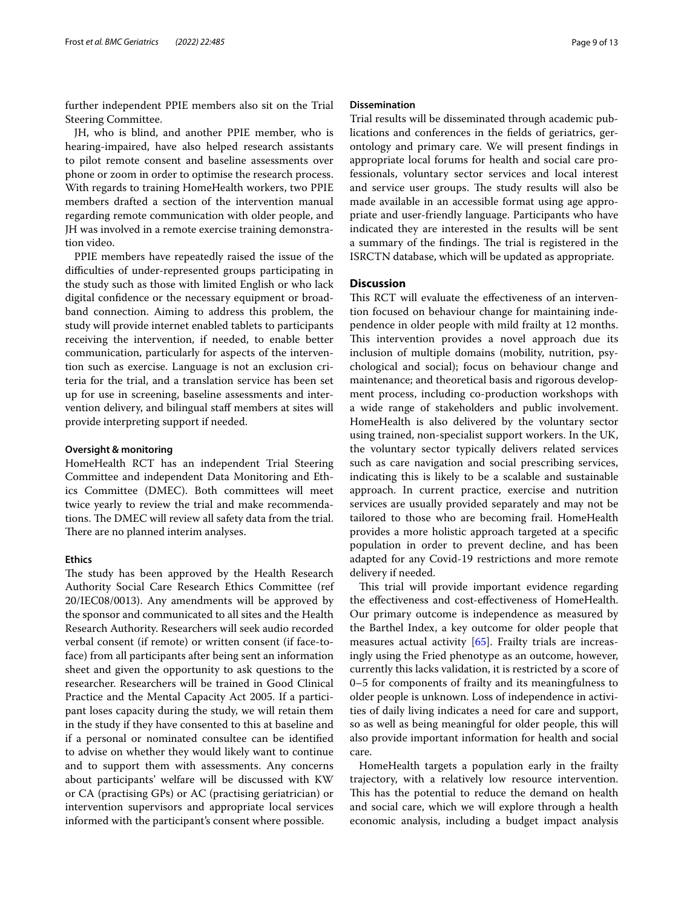further independent PPIE members also sit on the Trial Steering Committee.

JH, who is blind, and another PPIE member, who is hearing-impaired, have also helped research assistants to pilot remote consent and baseline assessments over phone or zoom in order to optimise the research process. With regards to training HomeHealth workers, two PPIE members drafted a section of the intervention manual regarding remote communication with older people, and JH was involved in a remote exercise training demonstration video.

PPIE members have repeatedly raised the issue of the difficulties of under-represented groups participating in the study such as those with limited English or who lack digital confidence or the necessary equipment or broadband connection. Aiming to address this problem, the study will provide internet enabled tablets to participants receiving the intervention, if needed, to enable better communication, particularly for aspects of the intervention such as exercise. Language is not an exclusion criteria for the trial, and a translation service has been set up for use in screening, baseline assessments and intervention delivery, and bilingual staff members at sites will provide interpreting support if needed.

### Oversight & monitoring

HomeHealth RCT has an independent Trial Steering Committee and independent Data Monitoring and Ethics Committee (DMEC). Both committees will meet twice yearly to review the trial and make recommendations. The DMEC will review all safety data from the trial. There are no planned interim analyses.

### Ethics

The study has been approved by the Health Research Authority Social Care Research Ethics Committee (ref 20/IEC08/0013). Any amendments will be approved by the sponsor and communicated to all sites and the Health Research Authority. Researchers will seek audio recorded verbal consent (if remote) or written consent (if face-to-face) from all participants after being sent an information sheet and given the opportunity to ask questions to the researcher. Researchers will be trained in Good Clinical Practice and the Mental Capacity Act 2005. If a participant loses capacity during the study, we will retain them in the study if they have consented to this at baseline and if a personal or nominated consultee can be identified to advise on whether they would likely want to continue and to support them with assessments. Any concerns about participants' welfare will be discussed with KW or CA (practising GPs) or AC (practising geriatrician) or intervention supervisors and appropriate local services informed with the participant's consent where possible.

### Dissemination

Trial results will be disseminated through academic publications and conferences in the fields of geriatrics, gerontology and primary care. We will present findings in appropriate local forums for health and social care professionals, voluntary sector services and local interest and service user groups. The study results will also be made available in an accessible format using age appropriate and user-friendly language. Participants who have indicated they are interested in the results will be sent a summary of the findings. The trial is registered in the ISRCTN database, which will be updated as appropriate.

## Discussion

This RCT will evaluate the effectiveness of an intervention focused on behaviour change for maintaining independence in older people with mild frailty at 12 months. This intervention provides a novel approach due its inclusion of multiple domains (mobility, nutrition, psychological and social); focus on behaviour change and maintenance; and theoretical basis and rigorous development process, including co-production workshops with a wide range of stakeholders and public involvement. HomeHealth is also delivered by the voluntary sector using trained, non-specialist support workers. In the UK, the voluntary sector typically delivers related services such as care navigation and social prescribing services, indicating this is likely to be a scalable and sustainable approach. In current practice, exercise and nutrition services are usually provided separately and may not be tailored to those who are becoming frail. HomeHealth provides a more holistic approach targeted at a specific population in order to prevent decline, and has been adapted for any Covid-19 restrictions and more remote delivery if needed.

This trial will provide important evidence regarding the effectiveness and cost-effectiveness of HomeHealth. Our primary outcome is independence as measured by the Barthel Index, a key outcome for older people that measures actual activity [65]. Frailty trials are increasingly using the Fried phenotype as an outcome, however, currently this lacks validation, it is restricted by a score of 0–5 for components of frailty and its meaningfulness to older people is unknown. Loss of independence in activities of daily living indicates a need for care and support, so as well as being meaningful for older people, this will also provide important information for health and social care.

HomeHealth targets a population early in the frailty trajectory, with a relatively low resource intervention. This has the potential to reduce the demand on health and social care, which we will explore through a health economic analysis, including a budget impact analysis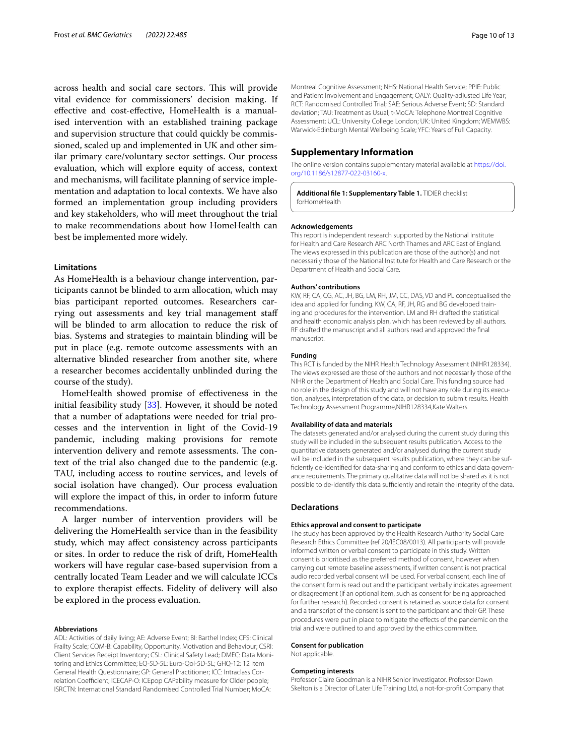across health and social care sectors. This will provide vital evidence for commissioners' decision making. If effective and cost-effective, HomeHealth is a manualised intervention with an established training package and supervision structure that could quickly be commissioned, scaled up and implemented in UK and other similar primary care/voluntary sector settings. Our process evaluation, which will explore equity of access, context and mechanisms, will facilitate planning of service implementation and adaptation to local contexts. We have also formed an implementation group including providers and key stakeholders, who will meet throughout the trial to make recommendations about how HomeHealth can best be implemented more widely.

### Limitations

As HomeHealth is a behaviour change intervention, participants cannot be blinded to arm allocation, which may bias participant reported outcomes. Researchers carrying out assessments and key trial management staff will be blinded to arm allocation to reduce the risk of bias. Systems and strategies to maintain blinding will be put in place (e.g. remote outcome assessments with an alternative blinded researcher from another site, where a researcher becomes accidentally unblinded during the course of the study).

HomeHealth showed promise of effectiveness in the initial feasibility study [33]. However, it should be noted that a number of adaptations were needed for trial processes and the intervention in light of the Covid-19 pandemic, including making provisions for remote intervention delivery and remote assessments. The context of the trial also changed due to the pandemic (e.g. TAU, including access to routine services, and levels of social isolation have changed). Our process evaluation will explore the impact of this, in order to inform future recommendations.

A larger number of intervention providers will be delivering the HomeHealth service than in the feasibility study, which may affect consistency across participants or sites. In order to reduce the risk of drift, HomeHealth workers will have regular case-based supervision from a centrally located Team Leader and we will calculate ICCs to explore therapist effects. Fidelity of delivery will also be explored in the process evaluation.

#### Abbreviations

ADL: Activities of daily living; AE: Adverse Event; BI: Barthel Index; CFS: Clinical Frailty Scale; COM-B: Capability, Opportunity, Motivation and Behaviour; CSRI: Client Services Receipt Inventory; CSL: Clinical Safety Lead; DMEC: Data Monitoring and Ethics Committee; EQ-5D-5L: Euro-Qol-5D-5L; GHQ-12: 12 Item General Health Questionnaire; GP: General Practitioner; ICC: Intraclass Correlation Coefficient; ICECAP-O: ICEpop CAPability measure for Older people; ISRCTN: International Standard Randomised Controlled Trial Number; MoCA: Montreal Cognitive Assessment; NHS: National Health Service; PPIE: Public and Patient Involvement and Engagement; QALY: Quality-adjusted Life Year; RCT: Randomised Controlled Trial; SAE: Serious Adverse Event; SD: Standard deviation; TAU: Treatment as Usual; t-MoCA: Telephone Montreal Cognitive Assessment; UCL: University College London; UK: United Kingdom; WEMWBS: Warwick-Edinburgh Mental Wellbeing Scale; YFC: Years of Full Capacity.

## Supplementary Information

The online version contains supplementary material available at https://doi.org/10.1186/s12877-022-03160-x.

**Additional file 1: Supplementary Table 1.** TIDIER checklist forHomeHealth

#### Acknowledgements

This report is independent research supported by the National Institute for Health and Care Research ARC North Thames and ARC East of England. The views expressed in this publication are those of the author(s) and not necessarily those of the National Institute for Health and Care Research or the Department of Health and Social Care.

#### Authors' contributions

KW, RF, CA, CG, AC, JH, BG, LM, RH, JM, CC, DAS, VD and PL conceptualised the idea and applied for funding. KW, CA, RF, JH, RG and BG developed training and procedures for the intervention. LM and RH drafted the statistical and health economic analysis plan, which has been reviewed by all authors. RF drafted the manuscript and all authors read and approved the final manuscript.

#### Funding

This RCT is funded by the NIHR Health Technology Assessment (NIHR128334). The views expressed are those of the authors and not necessarily those of the NIHR or the Department of Health and Social Care. This funding source had no role in the design of this study and will not have any role during its execution, analyses, interpretation of the data, or decision to submit results. Health Technology Assessment Programme,NIHR128334,Kate Walters

#### Availability of data and materials

The datasets generated and/or analysed during the current study during this study will be included in the subsequent results publication. Access to the quantitative datasets generated and/or analysed during the current study will be included in the subsequent results publication, where they can be sufficiently de-identified for data-sharing and conform to ethics and data governance requirements. The primary qualitative data will not be shared as it is not possible to de-identify this data sufficiently and retain the integrity of the data.

## Declarations

#### Ethics approval and consent to participate

The study has been approved by the Health Research Authority Social Care Research Ethics Committee (ref 20/IEC08/0013). All participants will provide informed written or verbal consent to participate in this study. Written consent is prioritised as the preferred method of consent, however when carrying out remote baseline assessments, if written consent is not practical audio recorded verbal consent will be used. For verbal consent, each line of the consent form is read out and the participant verbally indicates agreement or disagreement (if an optional item, such as consent for being approached for further research). Recorded consent is retained as source data for consent and a transcript of the consent is sent to the participant and their GP. These procedures were put in place to mitigate the effects of the pandemic on the trial and were outlined to and approved by the ethics committee.

#### Consent for publication

Not applicable.

#### Competing interests

Professor Claire Goodman is a NIHR Senior Investigator. Professor Dawn Skelton is a Director of Later Life Training Ltd, a not-for-profit Company that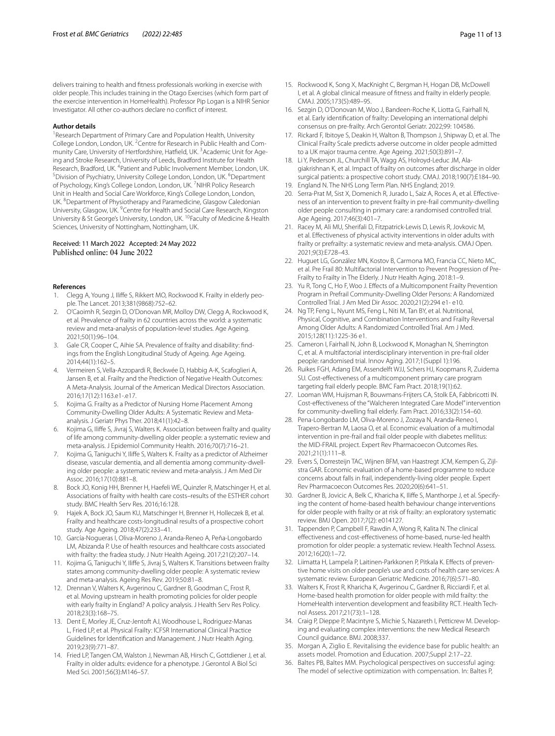delivers training to health and fitness professionals working in exercise with older people. This includes training in the Otago Exercises (which form part of the exercise intervention in HomeHealth). Professor Pip Logan is a NIHR Senior Investigator. All other co-authors declare no conflict of interest.

### Author details

[1]Research Department of Primary Care and Population Health, University College London, London, UK. [2]Centre for Research in Public Health and Community Care, University of Hertfordshire, Hatfield, UK. [3]Academic Unit for Ageing and Stroke Research, University of Leeds, Bradford Institute for Health Research, Bradford, UK. [4]Patient and Public Involvement Member, London, UK. [5]Division of Psychiatry, University College London, London, UK. [6]Department of Psychology, King's College London, London, UK. [7]NIHR Policy Research Unit in Health and Social Care Workforce, King's College London, London, UK. [8]Department of Physiotherapy and Paramedicine, Glasgow Caledonian University, Glasgow, UK. [9]Centre for Health and Social Care Research, Kingston University & St George's University, London, UK. [10]Faculty of Medicine & Health Sciences, University of Nottingham, Nottingham, UK.

Received: 11 March 2022 Accepted: 24 May 2022
Published online: 04 June 2022

## References

1. Clegg A, Young J, Iliffe S, Rikkert MO, Rockwood K. Frailty in elderly people. The Lancet. 2013;381(9868):752–62.
2. O'Caoimh R, Sezgin D, O'Donovan MR, Molloy DW, Clegg A, Rockwood K, et al. Prevalence of frailty in 62 countries across the world: a systematic review and meta-analysis of population-level studies. Age Ageing. 2021;50(1):96–104.
3. Gale CR, Cooper C, Aihie SA. Prevalence of frailty and disability: findings from the English Longitudinal Study of Ageing. Age Ageing. 2014;44(1):162–5.
4. Vermeiren S, Vella-Azzopardi R, Beckwée D, Habbig A-K, Scafoglieri A, Jansen B, et al. Frailty and the Prediction of Negative Health Outcomes: A Meta-Analysis. Journal of the American Medical Directors Association. 2016;17(12):1163.e1-.e17.
5. Kojima G. Frailty as a Predictor of Nursing Home Placement Among Community-Dwelling Older Adults: A Systematic Review and Meta-analysis. J Geriatr Phys Ther. 2018;41(1):42–8.
6. Kojima G, Iliffe S, Jivraj S, Walters K. Association between frailty and quality of life among community-dwelling older people: a systematic review and meta-analysis. J Epidemiol Community Health. 2016;70(7):716–21.
7. Kojima G, Taniguchi Y, Iliffe S, Walters K. Frailty as a predictor of Alzheimer disease, vascular dementia, and all dementia among community-dwelling older people: a systematic review and meta-analysis. J Am Med Dir Assoc. 2016;17(10):881–8.
8. Bock JO, Konig HH, Brenner H, Haefeli WE, Quinzler R, Matschinger H, et al. Associations of frailty with health care costs–results of the ESTHER cohort study. BMC Health Serv Res. 2016;16:128.
9. Hajek A, Bock JO, Saum KU, Matschinger H, Brenner H, Holleczek B, et al. Frailty and healthcare costs-longitudinal results of a prospective cohort study. Age Ageing. 2018;47(2):233–41.
10. García-Nogueras I, Oliva-Moreno J, Aranda-Reneo A, Peña-Longobardo LM, Abizanda P. Use of health resources and healthcare costs associated with frailty: the fradea study. J Nutr Health Ageing. 2017;21(2):207–14.
11. Kojima G, Taniguchi Y, Iliffe S, Jivraj S, Walters K. Transitions between frailty states among community-dwelling older people: A systematic review and meta-analysis. Ageing Res Rev. 2019;50:81–8.
12. Drennan V, Walters K, Avgerinou C, Gardner B, Goodman C, Frost R, et al. Moving upstream in health promoting policies for older people with early frailty in England? A policy analysis. J Health Serv Res Policy. 2018;23(3):168–75.
13. Dent E, Morley JE, Cruz-Jentoft AJ, Woodhouse L, Rodriguez-Manas L, Fried LP, et al. Physical Frailty: ICFSR International Clinical Practice Guidelines for Identification and Management. J Nutr Health Aging. 2019;23(9):771–87.
14. Fried LP, Tangen CM, Walston J, Newman AB, Hirsch C, Gottdiener J, et al. Frailty in older adults: evidence for a phenotype. J Gerontol A Biol Sci Med Sci. 2001;56(3):M146–57.
15. Rockwood K, Song X, MacKnight C, Bergman H, Hogan DB, McDowell I, et al. A global clinical measure of fitness and frailty in elderly people. CMAJ. 2005;173(5):489–95.
16. Sezgin D, O'Donovan M, Woo J, Bandeen-Roche K, Liotta G, Fairhall N, et al. Early identification of frailty: Developing an international delphi consensus on pre-frailty. Arch Gerontol Geriatr. 2022;99: 104586.
17. Rickard F, Ibitoye S, Deakin H, Walton B, Thompson J, Shipway D, et al. The Clinical Frailty Scale predicts adverse outcome in older people admitted to a UK major trauma centre. Age Ageing. 2021;50(3):891–7.
18. Li Y, Pederson JL, Churchill TA, Wagg AS, Holroyd-Leduc JM, Alagiakrishnan K, et al. Impact of frailty on outcomes after discharge in older surgical patients: a prospective cohort study. CMAJ. 2018;190(7):E184–90.
19. England N. The NHS Long Term Plan. NHS England; 2019.
20. Serra-Prat M, Sist X, Domenich R, Jurado L, Saiz A, Roces A, et al. Effectiveness of an intervention to prevent frailty in pre-frail community-dwelling older people consulting in primary care: a randomised controlled trial. Age Ageing. 2017;46(3):401–7.
21. Racey M, Ali MU, Sherifali D, Fitzpatrick-Lewis D, Lewis R, Jovkovic M, et al. Effectiveness of physical activity interventions in older adults with frailty or prefrailty: a systematic review and meta-analysis. CMAJ Open. 2021;9(3):E728–43.
22. Huguet LG, González MN, Kostov B, Carmona MO, Francia CC, Nieto MC, et al. Pre Frail 80: Multifactorial Intervention to Prevent Progression of Pre-Frailty to Frailty in The Elderly. J Nutr Health Aging. 2018:1–9.
23. Yu R, Tong C, Ho F, Woo J. Effects of a Multicomponent Frailty Prevention Program in Prefrail Community-Dwelling Older Persons: A Randomized Controlled Trial. J Am Med Dir Assoc. 2020;21(2):294 e1- e10.
24. Ng TP, Feng L, Nyunt MS, Feng L, Niti M, Tan BY, et al. Nutritional, Physical, Cognitive, and Combination Interventions and Frailty Reversal Among Older Adults: A Randomized Controlled Trial. Am J Med. 2015;128(11):1225-36 e1.
25. Cameron I, Fairhall N, John B, Lockwood K, Monaghan N, Sherrington C, et al. A multifactorial interdisciplinary intervention in pre-frail older people: randomised trial. Innov Aging. 2017;1(Suppl 1):196.
26. Ruikes FGH, Adang EM, Assendelft WJJ, Schers HJ, Koopmans R, Zuidema SU. Cost-effectiveness of a multicomponent primary care program targeting frail elderly people. BMC Fam Pract. 2018;19(1):62.
27. Looman WM, Huijsman R, Bouwmans-Frijters CA, Stolk EA, Fabbricotti IN. Cost-effectiveness of the "Walcheren Integrated Care Model" intervention for community-dwelling frail elderly. Fam Pract. 2016;33(2):154–60.
28. Pena-Longobardo LM, Oliva-Moreno J, Zozaya N, Aranda-Reneo I, Trapero-Bertran M, Laosa O, et al. Economic evaluation of a multimodal intervention in pre-frail and frail older people with diabetes mellitus: the MID-FRAIL project. Expert Rev Pharmacoecon Outcomes Res. 2021;21(1):111–8.
29. Evers S, Dorresteijn TAC, Wijnen BFM, van Haastregt JCM, Kempen G, Zijlstra GAR. Economic evaluation of a home-based programme to reduce concerns about falls in frail, independently-living older people. Expert Rev Pharmacoecon Outcomes Res. 2020;20(6):641–51.
30. Gardner B, Jovicic A, Belk C, Kharicha K, Iliffe S, Manthorpe J, et al. Specifying the content of home-based health behaviour change interventions for older people with frailty or at risk of frailty: an exploratory systematic review. BMJ Open. 2017;7(2): e014127.
31. Tappenden P, Campbell F, Rawdin A, Wong R, Kalita N. The clinical effectiveness and cost-effectiveness of home-based, nurse-led health promotion for older people: a systematic review. Health Technol Assess. 2012;16(20):1–72.
32. Liimatta H, Lampela P, Laitinen-Parkkonen P, Pitkala K. Effects of preventive home visits on older people's use and costs of health care services: A systematic review. European Geriatric Medicine. 2016;7(6):571–80.
33. Walters K, Frost R, Kharicha K, Avgerinou C, Gardner B, Ricciardi F, et al. Home-based health promotion for older people with mild frailty: the HomeHealth intervention development and feasibility RCT. Health Technol Assess. 2017;21(73):1–128.
34. Craig P, Dieppe P, Macintyre S, Michie S, Nazareth I, Petticrew M. Developing and evaluating complex interventions: the new Medical Research Council guidance. BMJ. 2008;337.
35. Morgan A, Ziglio E. Revitalising the evidence base for public health: an assets model. Promotion and Education. 2007;Suppl 2:17–22.
36. Baltes PB, Baltes MM. Psychological perspectives on successful aging: The model of selective optimization with compensation. In: Baltes P,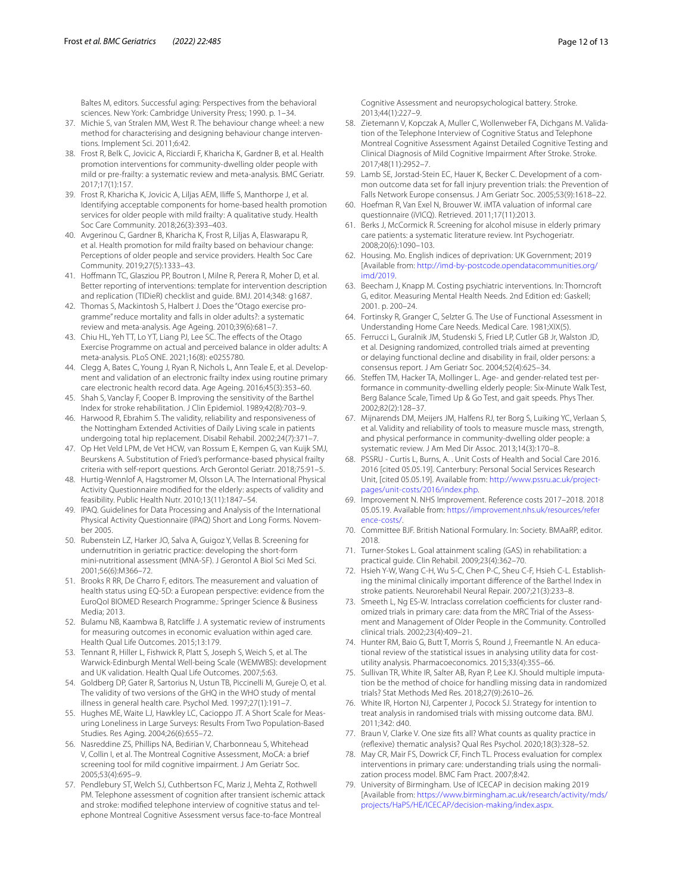Baltes M, editors. Successful aging: Perspectives from the behavioral sciences. New York: Cambridge University Press; 1990. p. 1–34.

37. Michie S, van Stralen MM, West R. The behaviour change wheel: a new method for characterising and designing behaviour change interventions. Implement Sci. 2011;6:42.
38. Frost R, Belk C, Jovicic A, Ricciardi F, Kharicha K, Gardner B, et al. Health promotion interventions for community-dwelling older people with mild or pre-frailty: a systematic review and meta-analysis. BMC Geriatr. 2017;17(1):157.
39. Frost R, Kharicha K, Jovicic A, Liljas AEM, Iliffe S, Manthorpe J, et al. Identifying acceptable components for home-based health promotion services for older people with mild frailty: A qualitative study. Health Soc Care Community. 2018;26(3):393–403.
40. Avgerinou C, Gardner B, Kharicha K, Frost R, Liljas A, Elaswarapu R, et al. Health promotion for mild frailty based on behaviour change: Perceptions of older people and service providers. Health Soc Care Community. 2019;27(5):1333–43.
41. Hoffmann TC, Glasziou PP, Boutron I, Milne R, Perera R, Moher D, et al. Better reporting of interventions: template for intervention description and replication (TIDieR) checklist and guide. BMJ. 2014;348: g1687.
42. Thomas S, Mackintosh S, Halbert J. Does the "Otago exercise programme" reduce mortality and falls in older adults?: a systematic review and meta-analysis. Age Ageing. 2010;39(6):681–7.
43. Chiu HL, Yeh TT, Lo YT, Liang PJ, Lee SC. The effects of the Otago Exercise Programme on actual and perceived balance in older adults: A meta-analysis. PLoS ONE. 2021;16(8): e0255780.
44. Clegg A, Bates C, Young J, Ryan R, Nichols L, Ann Teale E, et al. Development and validation of an electronic frailty index using routine primary care electronic health record data. Age Ageing. 2016;45(3):353–60.
45. Shah S, Vanclay F, Cooper B. Improving the sensitivity of the Barthel Index for stroke rehabilitation. J Clin Epidemiol. 1989;42(8):703–9.
46. Harwood R, Ebrahim S. The validity, reliability and responsiveness of the Nottingham Extended Activities of Daily Living scale in patients undergoing total hip replacement. Disabil Rehabil. 2002;24(7):371–7.
47. Op Het Veld LPM, de Vet HCW, van Rossum E, Kempen G, van Kuijk SMJ, Beurskens A. Substitution of Fried's performance-based physical frailty criteria with self-report questions. Arch Gerontol Geriatr. 2018;75:91–5.
48. Hurtig-Wennlof A, Hagstromer M, Olsson LA. The International Physical Activity Questionnaire modified for the elderly: aspects of validity and feasibility. Public Health Nutr. 2010;13(11):1847–54.
49. IPAQ. Guidelines for Data Processing and Analysis of the International Physical Activity Questionnaire (IPAQ) Short and Long Forms. November 2005.
50. Rubenstein LZ, Harker JO, Salva A, Guigoz Y, Vellas B. Screening for undernutrition in geriatric practice: developing the short-form mini-nutritional assessment (MNA-SF). J Gerontol A Biol Sci Med Sci. 2001;56(6):M366–72.
51. Brooks R RR, De Charro F, editors. The measurement and valuation of health status using EQ-5D: a European perspective: evidence from the EuroQol BIOMED Research Programme.: Springer Science & Business Media; 2013.
52. Bulamu NB, Kaambwa B, Ratcliffe J. A systematic review of instruments for measuring outcomes in economic evaluation within aged care. Health Qual Life Outcomes. 2015;13:179.
53. Tennant R, Hiller L, Fishwick R, Platt S, Joseph S, Weich S, et al. The Warwick-Edinburgh Mental Well-being Scale (WEMWBS): development and UK validation. Health Qual Life Outcomes. 2007;5:63.
54. Goldberg DP, Gater R, Sartorius N, Ustun TB, Piccinelli M, Gureje O, et al. The validity of two versions of the GHQ in the WHO study of mental illness in general health care. Psychol Med. 1997;27(1):191–7.
55. Hughes ME, Waite LJ, Hawkley LC, Cacioppo JT. A Short Scale for Measuring Loneliness in Large Surveys: Results From Two Population-Based Studies. Res Aging. 2004;26(6):655–72.
56. Nasreddine ZS, Phillips NA, Bedirian V, Charbonneau S, Whitehead V, Collin I, et al. The Montreal Cognitive Assessment, MoCA: a brief screening tool for mild cognitive impairment. J Am Geriatr Soc. 2005;53(4):695–9.
57. Pendlebury ST, Welch SJ, Cuthbertson FC, Mariz J, Mehta Z, Rothwell PM. Telephone assessment of cognition after transient ischemic attack and stroke: modified telephone interview of cognitive status and telephone Montreal Cognitive Assessment versus face-to-face Montreal Cognitive Assessment and neuropsychological battery. Stroke. 2013;44(1):227–9.
58. Zietemann V, Kopczak A, Muller C, Wollenweber FA, Dichgans M. Validation of the Telephone Interview of Cognitive Status and Telephone Montreal Cognitive Assessment Against Detailed Cognitive Testing and Clinical Diagnosis of Mild Cognitive Impairment After Stroke. Stroke. 2017;48(11):2952–7.
59. Lamb SE, Jorstad-Stein EC, Hauer K, Becker C. Development of a common outcome data set for fall injury prevention trials: the Prevention of Falls Network Europe consensus. J Am Geriatr Soc. 2005;53(9):1618–22.
60. Hoefman R, Van Exel N, Brouwer W. iMTA valuation of informal care questionnaire (iVICQ). Retrieved. 2011;17(11):2013.
61. Berks J, McCormick R. Screening for alcohol misuse in elderly primary care patients: a systematic literature review. Int Psychogeriatr. 2008;20(6):1090–103.
62. Housing. Mo. English indices of deprivation: UK Government; 2019 [Available from: http://imd-by-postcode.opendatacommunities.org/imd/2019.
63. Beecham J, Knapp M. Costing psychiatric interventions. In: Thorncroft G, editor. Measuring Mental Health Needs. 2nd Edition ed: Gaskell; 2001. p. 200–24.
64. Fortinsky R, Granger C, Selzter G. The Use of Functional Assessment in Understanding Home Care Needs. Medical Care. 1981;XIX(5).
65. Ferrucci L, Guralnik JM, Studenski S, Fried LP, Cutler GB Jr, Walston JD, et al. Designing randomized, controlled trials aimed at preventing or delaying functional decline and disability in frail, older persons: a consensus report. J Am Geriatr Soc. 2004;52(4):625–34.
66. Steffen TM, Hacker TA, Mollinger L. Age- and gender-related test performance in community-dwelling elderly people: Six-Minute Walk Test, Berg Balance Scale, Timed Up & Go Test, and gait speeds. Phys Ther. 2002;82(2):128–37.
67. Mijnarends DM, Meijers JM, Halfens RJ, ter Borg S, Luiking YC, Verlaan S, et al. Validity and reliability of tools to measure muscle mass, strength, and physical performance in community-dwelling older people: a systematic review. J Am Med Dir Assoc. 2013;14(3):170–8.
68. PSSRU - Curtis L, Burns, A. . Unit Costs of Health and Social Care 2016. 2016 [cited 05.05.19]. Canterbury: Personal Social Services Research Unit, [cited 05.05.19]. Available from: http://www.pssru.ac.uk/project-pages/unit-costs/2016/index.php.
69. Improvement N. NHS Improvement. Reference costs 2017–2018. 2018 05.05.19. Available from: https://improvement.nhs.uk/resources/reference-costs/.
70. Committee BJF. British National Formulary. In: Society. BMAaRP, editor. 2018.
71. Turner-Stokes L. Goal attainment scaling (GAS) in rehabilitation: a practical guide. Clin Rehabil. 2009;23(4):362–70.
72. Hsieh Y-W, Wang C-H, Wu S-C, Chen P-C, Sheu C-F, Hsieh C-L. Establishing the minimal clinically important difference of the Barthel Index in stroke patients. Neurorehabil Neural Repair. 2007;21(3):233–8.
73. Smeeth L, Ng ES-W. Intraclass correlation coefficients for cluster randomized trials in primary care: data from the MRC Trial of the Assessment and Management of Older People in the Community. Controlled clinical trials. 2002;23(4):409–21.
74. Hunter RM, Baio G, Butt T, Morris S, Round J, Freemantle N. An educational review of the statistical issues in analysing utility data for cost-utility analysis. Pharmacoeconomics. 2015;33(4):355–66.
75. Sullivan TR, White IR, Salter AB, Ryan P, Lee KJ. Should multiple imputation be the method of choice for handling missing data in randomized trials? Stat Methods Med Res. 2018;27(9):2610–26.
76. White IR, Horton NJ, Carpenter J, Pocock SJ. Strategy for intention to treat analysis in randomised trials with missing outcome data. BMJ. 2011;342: d40.
77. Braun V, Clarke V. One size fits all? What counts as quality practice in (reflexive) thematic analysis? Qual Res Psychol. 2020;18(3):328–52.
78. May CR, Mair FS, Dowrick CF, Finch TL. Process evaluation for complex interventions in primary care: understanding trials using the normalization process model. BMC Fam Pract. 2007;8:42.
79. University of Birmingham. Use of ICECAP in decision making 2019 [Available from: https://www.birmingham.ac.uk/research/activity/mds/projects/HaPS/HE/ICECAP/decision-making/index.aspx.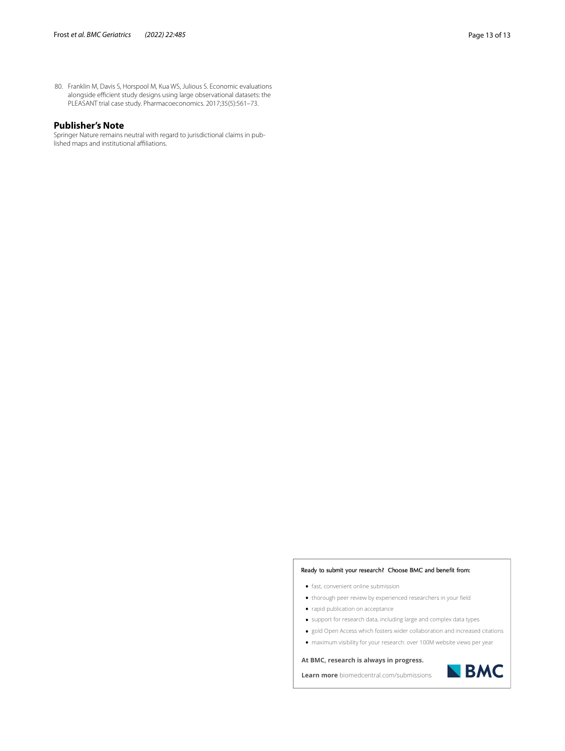80. Franklin M, Davis S, Horspool M, Kua WS, Julious S. Economic evaluations alongside efficient study designs using large observational datasets: the PLEASANT trial case study. Pharmacoeconomics. 2017;35(5):561–73.

## Publisher's Note

Springer Nature remains neutral with regard to jurisdictional claims in published maps and institutional affiliations.

Ready to submit your research? Choose BMC and benefit from:

- fast, convenient online submission
- thorough peer review by experienced researchers in your field
- rapid publication on acceptance
- support for research data, including large and complex data types
- gold Open Access which fosters wider collaboration and increased citations
- maximum visibility for your research: over 100M website views per year

**At BMC, research is always in progress.**

**Learn more** biomedcentral.com/submissions

BMC